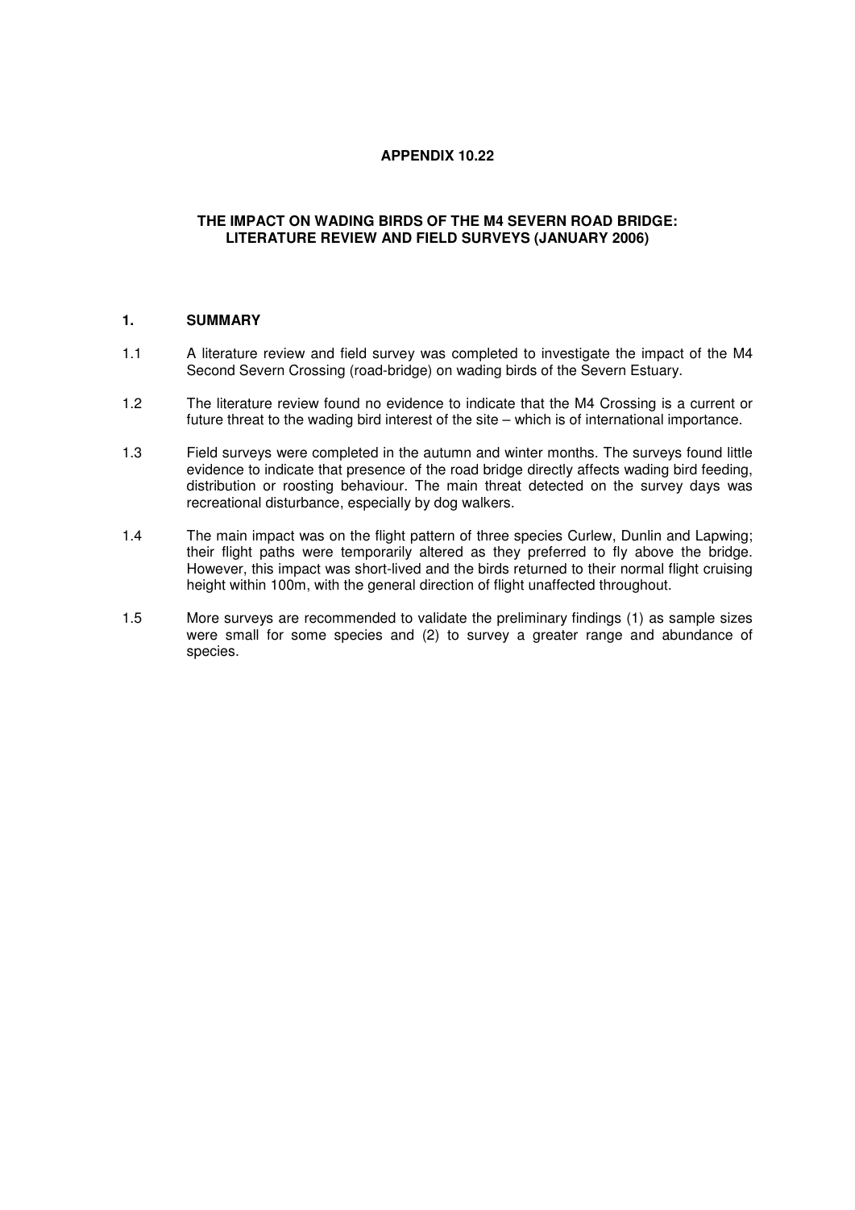**APPENDIX 10.22**

# THE IMPACT ON WADING BIRDS OF THE M4 SEVERN ROAD BRIDGE: LITERATURE REVIEW AND FIELD SURVEYS (JANUARY 2006)

## 1. SUMMARY

1.1 A literature review and field survey was completed to investigate the impact of the M4 Second Severn Crossing (road-bridge) on wading birds of the Severn Estuary.

1.2 The literature review found no evidence to indicate that the M4 Crossing is a current or future threat to the wading bird interest of the site – which is of international importance.

1.3 Field surveys were completed in the autumn and winter months. The surveys found little evidence to indicate that presence of the road bridge directly affects wading bird feeding, distribution or roosting behaviour. The main threat detected on the survey days was recreational disturbance, especially by dog walkers.

1.4 The main impact was on the flight pattern of three species Curlew, Dunlin and Lapwing; their flight paths were temporarily altered as they preferred to fly above the bridge. However, this impact was short-lived and the birds returned to their normal flight cruising height within 100m, with the general direction of flight unaffected throughout.

1.5 More surveys are recommended to validate the preliminary findings (1) as sample sizes were small for some species and (2) to survey a greater range and abundance of species.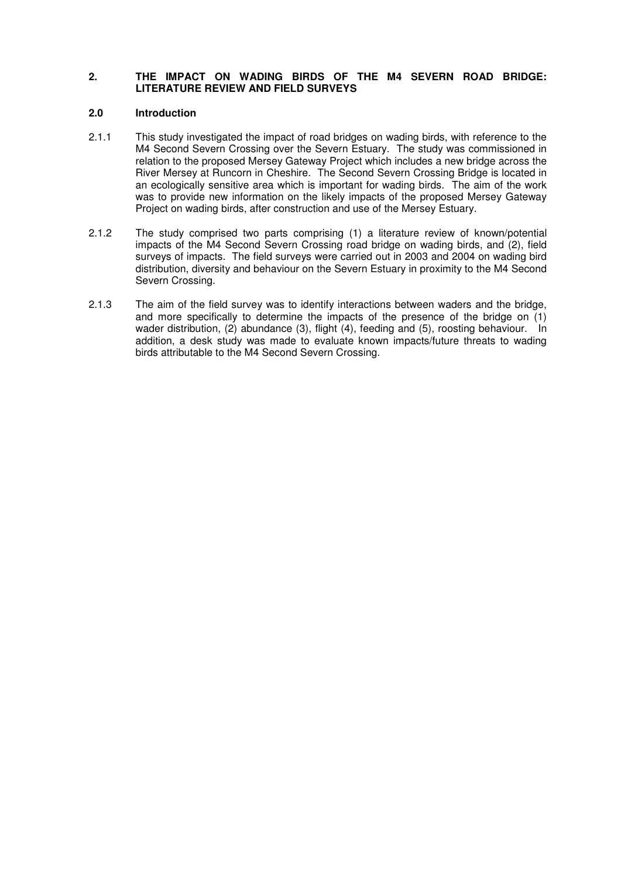## 2. THE IMPACT ON WADING BIRDS OF THE M4 SEVERN ROAD BRIDGE: LITERATURE REVIEW AND FIELD SURVEYS

### 2.0 Introduction

2.1.1 This study investigated the impact of road bridges on wading birds, with reference to the M4 Second Severn Crossing over the Severn Estuary. The study was commissioned in relation to the proposed Mersey Gateway Project which includes a new bridge across the River Mersey at Runcorn in Cheshire. The Second Severn Crossing Bridge is located in an ecologically sensitive area which is important for wading birds. The aim of the work was to provide new information on the likely impacts of the proposed Mersey Gateway Project on wading birds, after construction and use of the Mersey Estuary.

2.1.2 The study comprised two parts comprising (1) a literature review of known/potential impacts of the M4 Second Severn Crossing road bridge on wading birds, and (2), field surveys of impacts. The field surveys were carried out in 2003 and 2004 on wading bird distribution, diversity and behaviour on the Severn Estuary in proximity to the M4 Second Severn Crossing.

2.1.3 The aim of the field survey was to identify interactions between waders and the bridge, and more specifically to determine the impacts of the presence of the bridge on (1) wader distribution, (2) abundance (3), flight (4), feeding and (5), roosting behaviour. In addition, a desk study was made to evaluate known impacts/future threats to wading birds attributable to the M4 Second Severn Crossing.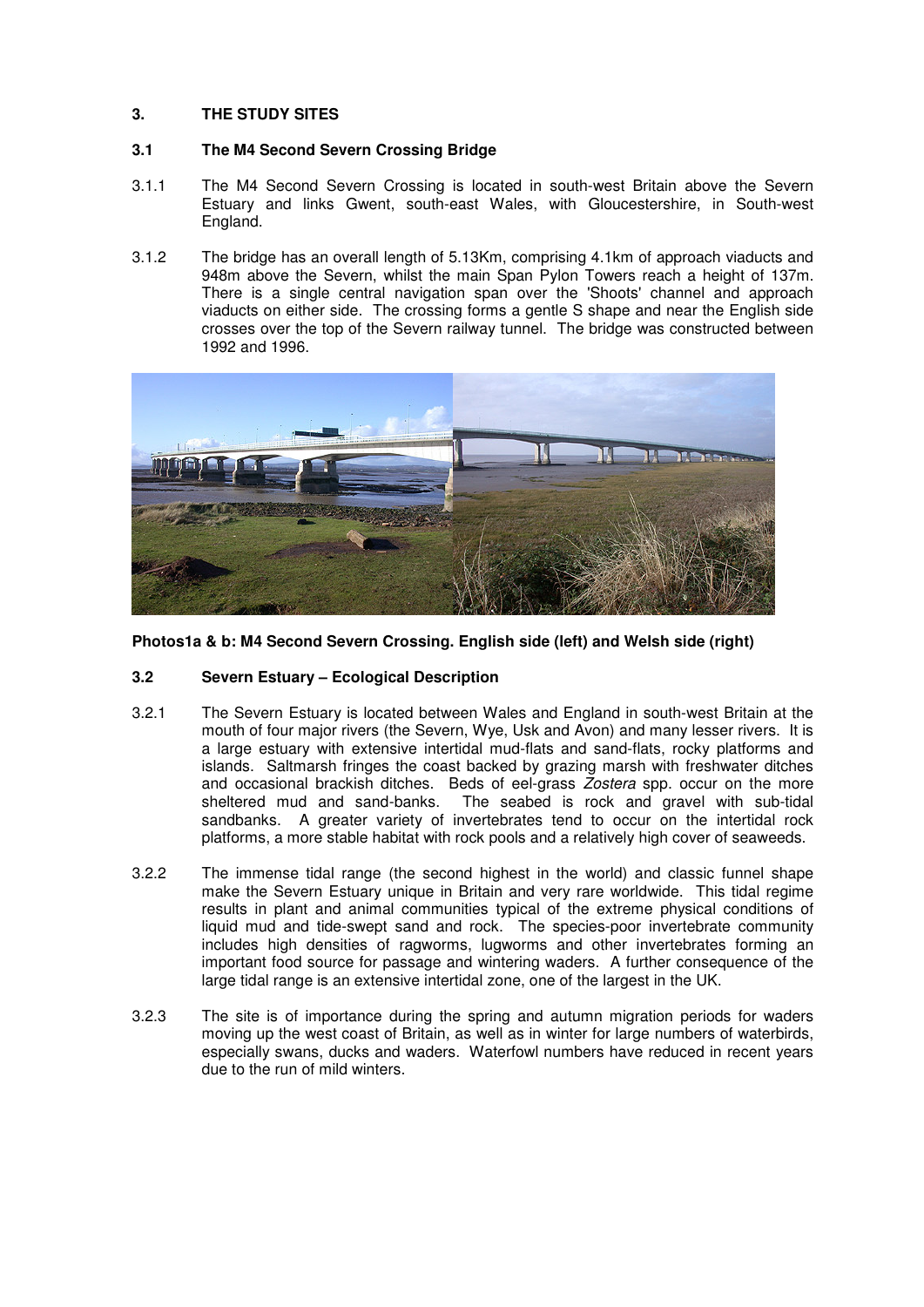## 3. THE STUDY SITES

### 3.1 The M4 Second Severn Crossing Bridge

3.1.1 The M4 Second Severn Crossing is located in south-west Britain above the Severn Estuary and links Gwent, south-east Wales, with Gloucestershire, in South-west England.

3.1.2 The bridge has an overall length of 5.13Km, comprising 4.1km of approach viaducts and 948m above the Severn, whilst the main Span Pylon Towers reach a height of 137m. There is a single central navigation span over the 'Shoots' channel and approach viaducts on either side. The crossing forms a gentle S shape and near the English side crosses over the top of the Severn railway tunnel. The bridge was constructed between 1992 and 1996.

**Photos1a & b: M4 Second Severn Crossing. English side (left) and Welsh side (right)**

### 3.2 Severn Estuary – Ecological Description

3.2.1 The Severn Estuary is located between Wales and England in south-west Britain at the mouth of four major rivers (the Severn, Wye, Usk and Avon) and many lesser rivers. It is a large estuary with extensive intertidal mud-flats and sand-flats, rocky platforms and islands. Saltmarsh fringes the coast backed by grazing marsh with freshwater ditches and occasional brackish ditches. Beds of eel-grass *Zostera* spp. occur on the more sheltered mud and sand-banks. The seabed is rock and gravel with sub-tidal sandbanks. A greater variety of invertebrates tend to occur on the intertidal rock platforms, a more stable habitat with rock pools and a relatively high cover of seaweeds.

3.2.2 The immense tidal range (the second highest in the world) and classic funnel shape make the Severn Estuary unique in Britain and very rare worldwide. This tidal regime results in plant and animal communities typical of the extreme physical conditions of liquid mud and tide-swept sand and rock. The species-poor invertebrate community includes high densities of ragworms, lugworms and other invertebrates forming an important food source for passage and wintering waders. A further consequence of the large tidal range is an extensive intertidal zone, one of the largest in the UK.

3.2.3 The site is of importance during the spring and autumn migration periods for waders moving up the west coast of Britain, as well as in winter for large numbers of waterbirds, especially swans, ducks and waders. Waterfowl numbers have reduced in recent years due to the run of mild winters.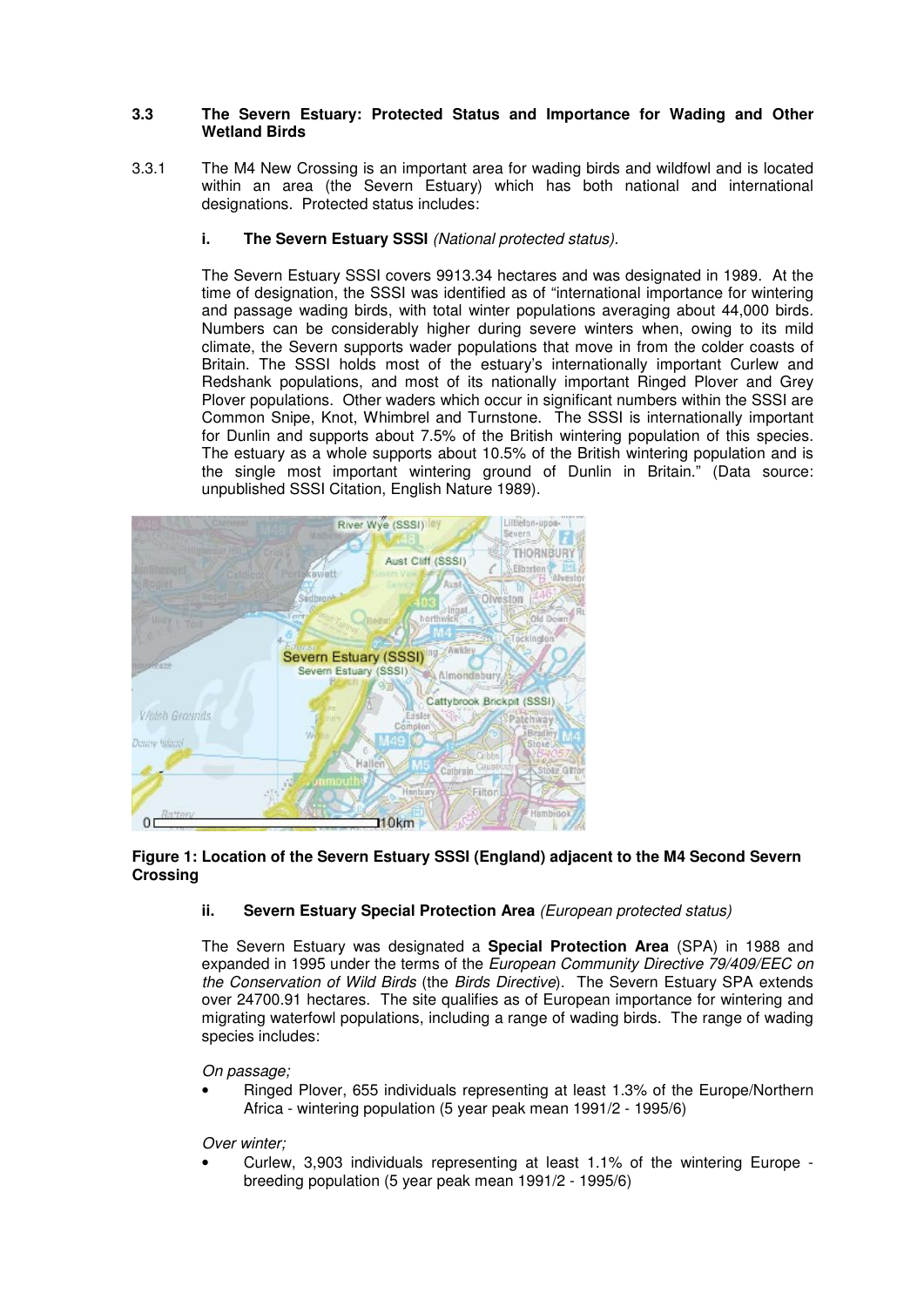### 3.3 The Severn Estuary: Protected Status and Importance for Wading and Other Wetland Birds

3.3.1 The M4 New Crossing is an important area for wading birds and wildfowl and is located within an area (the Severn Estuary) which has both national and international designations. Protected status includes:

**i. The Severn Estuary SSSI** *(National protected status).*

The Severn Estuary SSSI covers 9913.34 hectares and was designated in 1989. At the time of designation, the SSSI was identified as of "international importance for wintering and passage wading birds, with total winter populations averaging about 44,000 birds. Numbers can be considerably higher during severe winters when, owing to its mild climate, the Severn supports wader populations that move in from the colder coasts of Britain. The SSSI holds most of the estuary's internationally important Curlew and Redshank populations, and most of its nationally important Ringed Plover and Grey Plover populations. Other waders which occur in significant numbers within the SSSI are Common Snipe, Knot, Whimbrel and Turnstone. The SSSI is internationally important for Dunlin and supports about 7.5% of the British wintering population of this species. The estuary as a whole supports about 10.5% of the British wintering population and is the single most important wintering ground of Dunlin in Britain." (Data source: unpublished SSSI Citation, English Nature 1989).

**Figure 1: Location of the Severn Estuary SSSI (England) adjacent to the M4 Second Severn Crossing**

**ii. Severn Estuary Special Protection Area** *(European protected status)*

The Severn Estuary was designated a **Special Protection Area** (SPA) in 1988 and expanded in 1995 under the terms of the *European Community Directive 79/409/EEC on the Conservation of Wild Birds* (the *Birds Directive*). The Severn Estuary SPA extends over 24700.91 hectares. The site qualifies as of European importance for wintering and migrating waterfowl populations, including a range of wading birds. The range of wading species includes:

*On passage;*

- Ringed Plover, 655 individuals representing at least 1.3% of the Europe/Northern Africa - wintering population (5 year peak mean 1991/2 - 1995/6)

*Over winter;*

- Curlew, 3,903 individuals representing at least 1.1% of the wintering Europe - breeding population (5 year peak mean 1991/2 - 1995/6)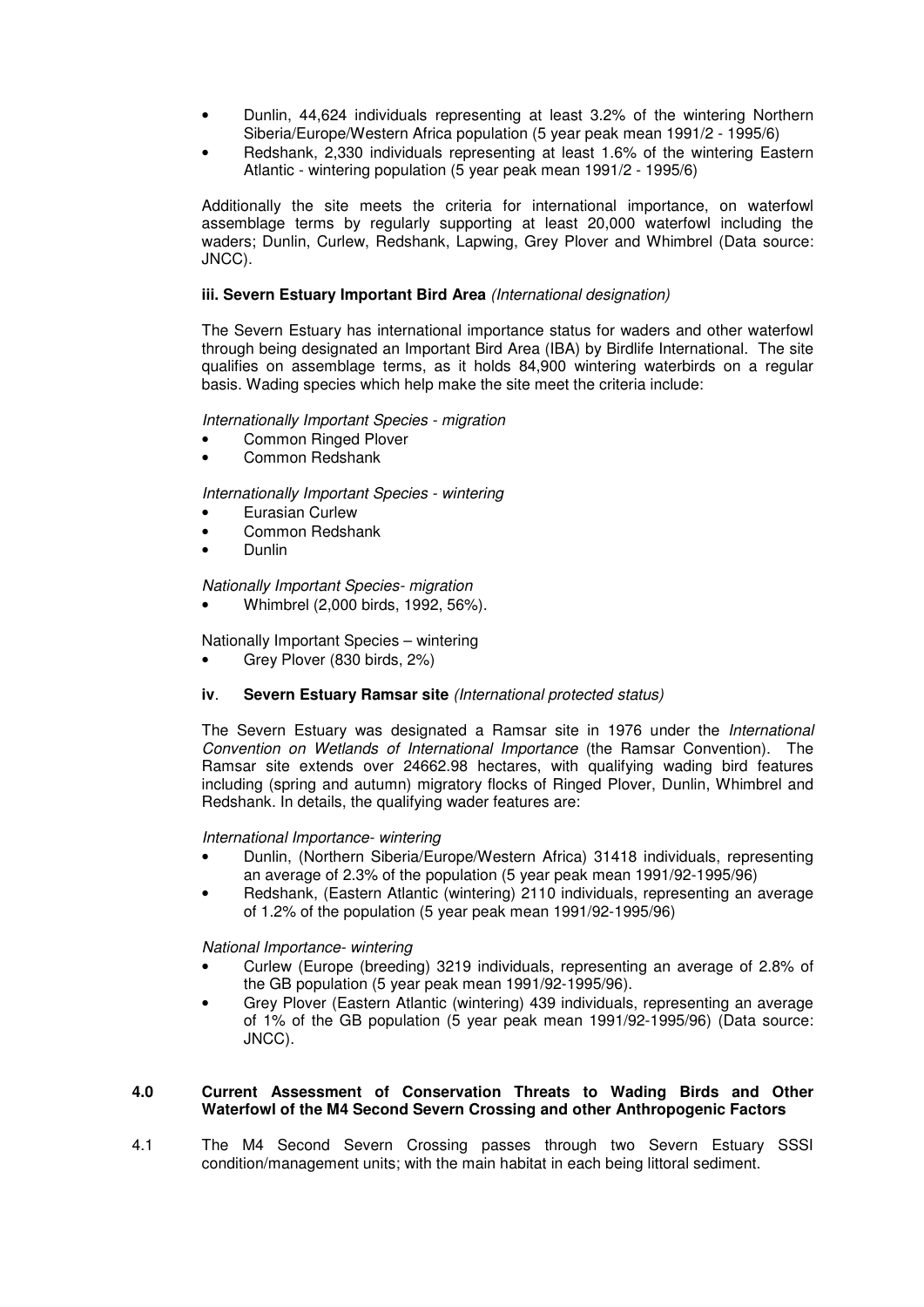- Dunlin, 44,624 individuals representing at least 3.2% of the wintering Northern Siberia/Europe/Western Africa population (5 year peak mean 1991/2 - 1995/6)
- Redshank, 2,330 individuals representing at least 1.6% of the wintering Eastern Atlantic - wintering population (5 year peak mean 1991/2 - 1995/6)

Additionally the site meets the criteria for international importance, on waterfowl assemblage terms by regularly supporting at least 20,000 waterfowl including the waders; Dunlin, Curlew, Redshank, Lapwing, Grey Plover and Whimbrel (Data source: JNCC).

**iii. Severn Estuary Important Bird Area** *(International designation)*

The Severn Estuary has international importance status for waders and other waterfowl through being designated an Important Bird Area (IBA) by Birdlife International. The site qualifies on assemblage terms, as it holds 84,900 wintering waterbirds on a regular basis. Wading species which help make the site meet the criteria include:

*Internationally Important Species - migration*

- Common Ringed Plover
- Common Redshank

*Internationally Important Species - wintering*

- Eurasian Curlew
- Common Redshank
- Dunlin

*Nationally Important Species- migration*

- Whimbrel (2,000 birds, 1992, 56%).

Nationally Important Species – wintering

- Grey Plover (830 birds, 2%)

**iv. Severn Estuary Ramsar site** *(International protected status)*

The Severn Estuary was designated a Ramsar site in 1976 under the *International Convention on Wetlands of International Importance* (the Ramsar Convention). The Ramsar site extends over 24662.98 hectares, with qualifying wading bird features including (spring and autumn) migratory flocks of Ringed Plover, Dunlin, Whimbrel and Redshank. In details, the qualifying wader features are:

*International Importance- wintering*

- Dunlin, (Northern Siberia/Europe/Western Africa) 31418 individuals, representing an average of 2.3% of the population (5 year peak mean 1991/92-1995/96)
- Redshank, (Eastern Atlantic (wintering) 2110 individuals, representing an average of 1.2% of the population (5 year peak mean 1991/92-1995/96)

*National Importance- wintering*

- Curlew (Europe (breeding) 3219 individuals, representing an average of 2.8% of the GB population (5 year peak mean 1991/92-1995/96).
- Grey Plover (Eastern Atlantic (wintering) 439 individuals, representing an average of 1% of the GB population (5 year peak mean 1991/92-1995/96) (Data source: JNCC).

## 4.0 Current Assessment of Conservation Threats to Wading Birds and Other Waterfowl of the M4 Second Severn Crossing and other Anthropogenic Factors

4.1 The M4 Second Severn Crossing passes through two Severn Estuary SSSI condition/management units; with the main habitat in each being littoral sediment.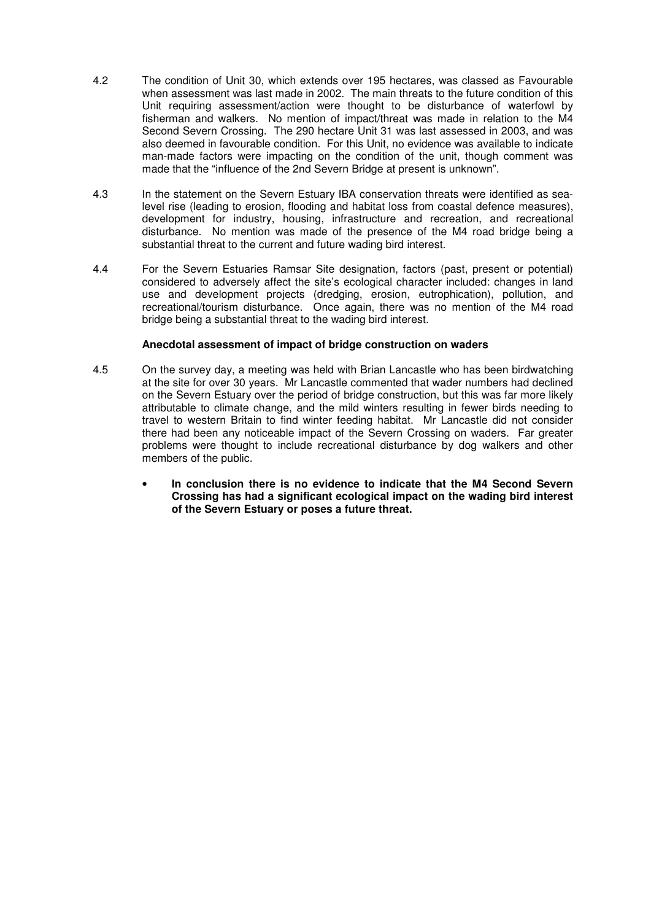4.2 The condition of Unit 30, which extends over 195 hectares, was classed as Favourable when assessment was last made in 2002. The main threats to the future condition of this Unit requiring assessment/action were thought to be disturbance of waterfowl by fisherman and walkers. No mention of impact/threat was made in relation to the M4 Second Severn Crossing. The 290 hectare Unit 31 was last assessed in 2003, and was also deemed in favourable condition. For this Unit, no evidence was available to indicate man-made factors were impacting on the condition of the unit, though comment was made that the "influence of the 2nd Severn Bridge at present is unknown".

4.3 In the statement on the Severn Estuary IBA conservation threats were identified as sea-level rise (leading to erosion, flooding and habitat loss from coastal defence measures), development for industry, housing, infrastructure and recreation, and recreational disturbance. No mention was made of the presence of the M4 road bridge being a substantial threat to the current and future wading bird interest.

4.4 For the Severn Estuaries Ramsar Site designation, factors (past, present or potential) considered to adversely affect the site's ecological character included: changes in land use and development projects (dredging, erosion, eutrophication), pollution, and recreational/tourism disturbance. Once again, there was no mention of the M4 road bridge being a substantial threat to the wading bird interest.

**Anecdotal assessment of impact of bridge construction on waders**

4.5 On the survey day, a meeting was held with Brian Lancastle who has been birdwatching at the site for over 30 years. Mr Lancastle commented that wader numbers had declined on the Severn Estuary over the period of bridge construction, but this was far more likely attributable to climate change, and the mild winters resulting in fewer birds needing to travel to western Britain to find winter feeding habitat. Mr Lancastle did not consider there had been any noticeable impact of the Severn Crossing on waders. Far greater problems were thought to include recreational disturbance by dog walkers and other members of the public.

- **In conclusion there is no evidence to indicate that the M4 Second Severn Crossing has had a significant ecological impact on the wading bird interest of the Severn Estuary or poses a future threat.**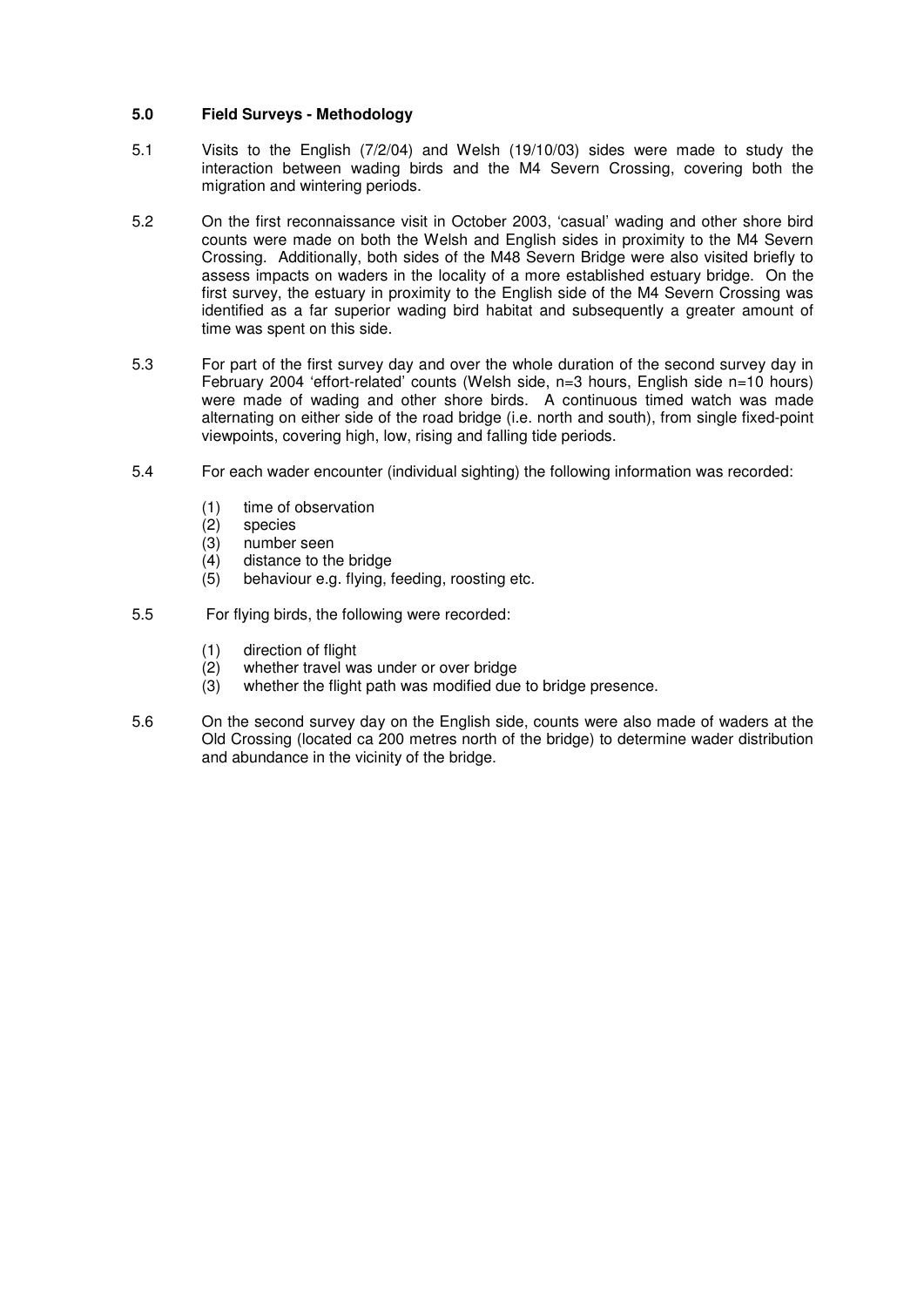## 5.0 Field Surveys - Methodology

5.1 Visits to the English (7/2/04) and Welsh (19/10/03) sides were made to study the interaction between wading birds and the M4 Severn Crossing, covering both the migration and wintering periods.

5.2 On the first reconnaissance visit in October 2003, 'casual' wading and other shore bird counts were made on both the Welsh and English sides in proximity to the M4 Severn Crossing. Additionally, both sides of the M48 Severn Bridge were also visited briefly to assess impacts on waders in the locality of a more established estuary bridge. On the first survey, the estuary in proximity to the English side of the M4 Severn Crossing was identified as a far superior wading bird habitat and subsequently a greater amount of time was spent on this side.

5.3 For part of the first survey day and over the whole duration of the second survey day in February 2004 'effort-related' counts (Welsh side, n=3 hours, English side n=10 hours) were made of wading and other shore birds. A continuous timed watch was made alternating on either side of the road bridge (i.e. north and south), from single fixed-point viewpoints, covering high, low, rising and falling tide periods.

5.4 For each wader encounter (individual sighting) the following information was recorded:

(1) time of observation
(2) species
(3) number seen
(4) distance to the bridge
(5) behaviour e.g. flying, feeding, roosting etc.

5.5 For flying birds, the following were recorded:

(1) direction of flight
(2) whether travel was under or over bridge
(3) whether the flight path was modified due to bridge presence.

5.6 On the second survey day on the English side, counts were also made of waders at the Old Crossing (located ca 200 metres north of the bridge) to determine wader distribution and abundance in the vicinity of the bridge.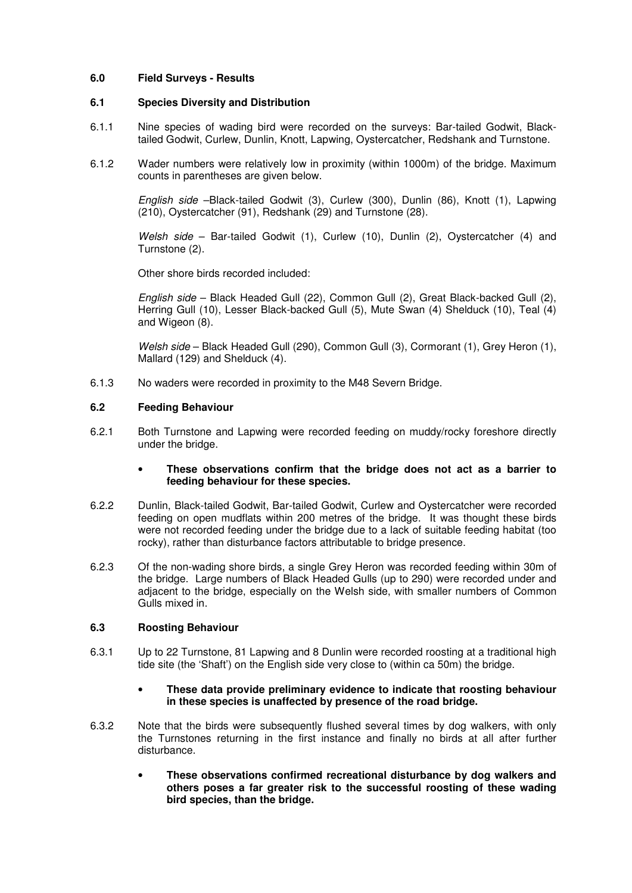## 6.0 Field Surveys - Results

### 6.1 Species Diversity and Distribution

6.1.1 Nine species of wading bird were recorded on the surveys: Bar-tailed Godwit, Black-tailed Godwit, Curlew, Dunlin, Knott, Lapwing, Oystercatcher, Redshank and Turnstone.

6.1.2 Wader numbers were relatively low in proximity (within 1000m) of the bridge. Maximum counts in parentheses are given below.

*English side* –Black-tailed Godwit (3), Curlew (300), Dunlin (86), Knott (1), Lapwing (210), Oystercatcher (91), Redshank (29) and Turnstone (28).

*Welsh side* – Bar-tailed Godwit (1), Curlew (10), Dunlin (2), Oystercatcher (4) and Turnstone (2).

Other shore birds recorded included:

*English side* – Black Headed Gull (22), Common Gull (2), Great Black-backed Gull (2), Herring Gull (10), Lesser Black-backed Gull (5), Mute Swan (4) Shelduck (10), Teal (4) and Wigeon (8).

*Welsh side* – Black Headed Gull (290), Common Gull (3), Cormorant (1), Grey Heron (1), Mallard (129) and Shelduck (4).

6.1.3 No waders were recorded in proximity to the M48 Severn Bridge.

### 6.2 Feeding Behaviour

6.2.1 Both Turnstone and Lapwing were recorded feeding on muddy/rocky foreshore directly under the bridge.

- **These observations confirm that the bridge does not act as a barrier to feeding behaviour for these species.**

6.2.2 Dunlin, Black-tailed Godwit, Bar-tailed Godwit, Curlew and Oystercatcher were recorded feeding on open mudflats within 200 metres of the bridge. It was thought these birds were not recorded feeding under the bridge due to a lack of suitable feeding habitat (too rocky), rather than disturbance factors attributable to bridge presence.

6.2.3 Of the non-wading shore birds, a single Grey Heron was recorded feeding within 30m of the bridge. Large numbers of Black Headed Gulls (up to 290) were recorded under and adjacent to the bridge, especially on the Welsh side, with smaller numbers of Common Gulls mixed in.

### 6.3 Roosting Behaviour

6.3.1 Up to 22 Turnstone, 81 Lapwing and 8 Dunlin were recorded roosting at a traditional high tide site (the 'Shaft') on the English side very close to (within ca 50m) the bridge.

- **These data provide preliminary evidence to indicate that roosting behaviour in these species is unaffected by presence of the road bridge.**

6.3.2 Note that the birds were subsequently flushed several times by dog walkers, with only the Turnstones returning in the first instance and finally no birds at all after further disturbance.

- **These observations confirmed recreational disturbance by dog walkers and others poses a far greater risk to the successful roosting of these wading bird species, than the bridge.**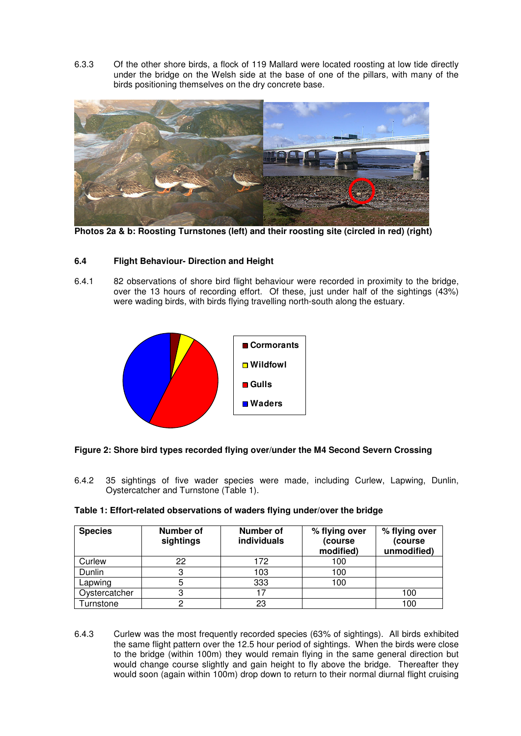6.3.3 Of the other shore birds, a flock of 119 Mallard were located roosting at low tide directly under the bridge on the Welsh side at the base of one of the pillars, with many of the birds positioning themselves on the dry concrete base.

**Photos 2a & b: Roosting Turnstones (left) and their roosting site (circled in red) (right)**

### 6.4 Flight Behaviour- Direction and Height

6.4.1 82 observations of shore bird flight behaviour were recorded in proximity to the bridge, over the 13 hours of recording effort. Of these, just under half of the sightings (43%) were wading birds, with birds flying travelling north-south along the estuary.

**Figure 2: Shore bird types recorded flying over/under the M4 Second Severn Crossing**

6.4.2 35 sightings of five wader species were made, including Curlew, Lapwing, Dunlin, Oystercatcher and Turnstone (Table 1).

**Table 1: Effort-related observations of waders flying under/over the bridge**

| Species | Number of sightings | Number of individuals | % flying over (course modified) | % flying over (course unmodified) |
|---|---|---|---|---|
| Curlew | 22 | 172 | 100 | |
| Dunlin | 3 | 103 | 100 | |
| Lapwing | 5 | 333 | 100 | |
| Oystercatcher | 3 | 17 | | 100 |
| Turnstone | 2 | 23 | | 100 |

6.4.3 Curlew was the most frequently recorded species (63% of sightings). All birds exhibited the same flight pattern over the 12.5 hour period of sightings. When the birds were close to the bridge (within 100m) they would remain flying in the same general direction but would change course slightly and gain height to fly above the bridge. Thereafter they would soon (again within 100m) drop down to return to their normal diurnal flight cruising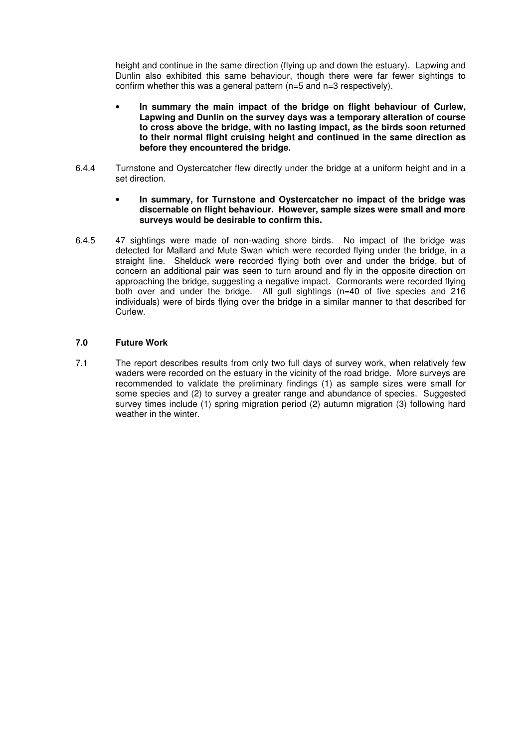height and continue in the same direction (flying up and down the estuary). Lapwing and Dunlin also exhibited this same behaviour, though there were far fewer sightings to confirm whether this was a general pattern (n=5 and n=3 respectively).

- **In summary the main impact of the bridge on flight behaviour of Curlew, Lapwing and Dunlin on the survey days was a temporary alteration of course to cross above the bridge, with no lasting impact, as the birds soon returned to their normal flight cruising height and continued in the same direction as before they encountered the bridge.**

6.4.4 Turnstone and Oystercatcher flew directly under the bridge at a uniform height and in a set direction.

- **In summary, for Turnstone and Oystercatcher no impact of the bridge was discernable on flight behaviour. However, sample sizes were small and more surveys would be desirable to confirm this.**

6.4.5 47 sightings were made of non-wading shore birds. No impact of the bridge was detected for Mallard and Mute Swan which were recorded flying under the bridge, in a straight line. Shelduck were recorded flying both over and under the bridge, but of concern an additional pair was seen to turn around and fly in the opposite direction on approaching the bridge, suggesting a negative impact. Cormorants were recorded flying both over and under the bridge. All gull sightings (n=40 of five species and 216 individuals) were of birds flying over the bridge in a similar manner to that described for Curlew.

## 7.0 Future Work

7.1 The report describes results from only two full days of survey work, when relatively few waders were recorded on the estuary in the vicinity of the road bridge. More surveys are recommended to validate the preliminary findings (1) as sample sizes were small for some species and (2) to survey a greater range and abundance of species. Suggested survey times include (1) spring migration period (2) autumn migration (3) following hard weather in the winter.